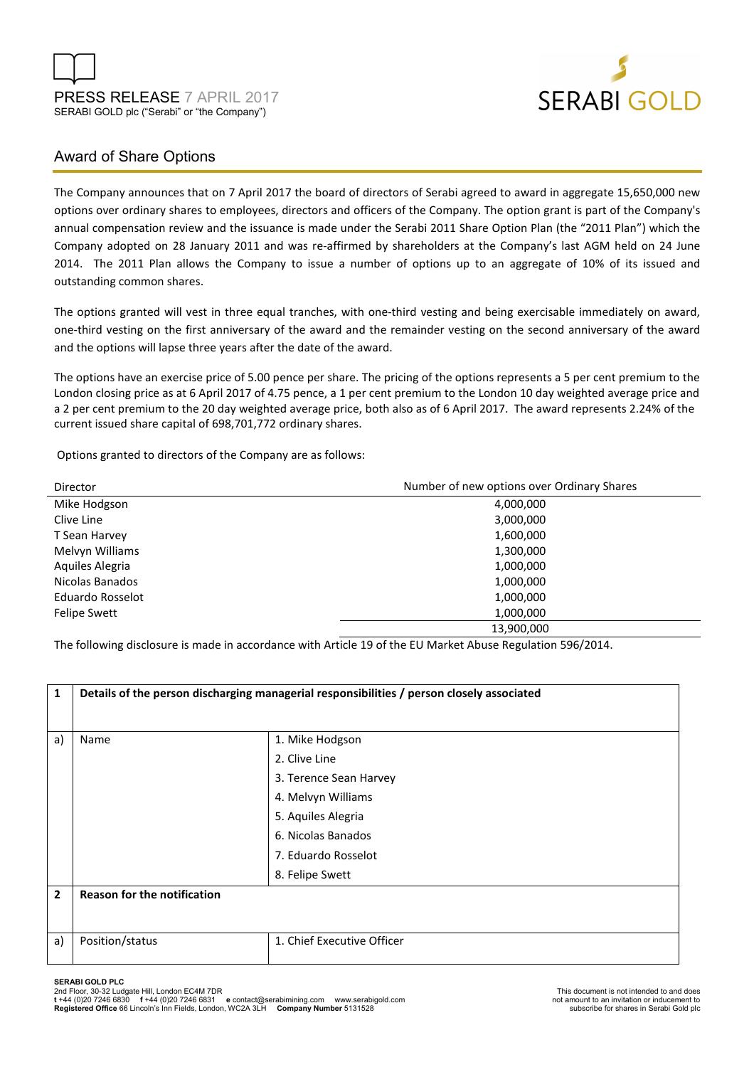PRESS RELEASE 7 APRIL 2017
SERABI GOLD plc ("Serabi" or "the Company")

## Award of Share Options

The Company announces that on 7 April 2017 the board of directors of Serabi agreed to award in aggregate 15,650,000 new options over ordinary shares to employees, directors and officers of the Company. The option grant is part of the Company's annual compensation review and the issuance is made under the Serabi 2011 Share Option Plan (the "2011 Plan") which the Company adopted on 28 January 2011 and was re-affirmed by shareholders at the Company's last AGM held on 24 June 2014. The 2011 Plan allows the Company to issue a number of options up to an aggregate of 10% of its issued and outstanding common shares.

The options granted will vest in three equal tranches, with one-third vesting and being exercisable immediately on award, one-third vesting on the first anniversary of the award and the remainder vesting on the second anniversary of the award and the options will lapse three years after the date of the award.

The options have an exercise price of 5.00 pence per share. The pricing of the options represents a 5 per cent premium to the London closing price as at 6 April 2017 of 4.75 pence, a 1 per cent premium to the London 10 day weighted average price and a 2 per cent premium to the 20 day weighted average price, both also as of 6 April 2017. The award represents 2.24% of the current issued share capital of 698,701,772 ordinary shares.

Options granted to directors of the Company are as follows:

| Director | Number of new options over Ordinary Shares |
|---|---|
| Mike Hodgson | 4,000,000 |
| Clive Line | 3,000,000 |
| T Sean Harvey | 1,600,000 |
| Melvyn Williams | 1,300,000 |
| Aquiles Alegria | 1,000,000 |
| Nicolas Banados | 1,000,000 |
| Eduardo Rosselot | 1,000,000 |
| Felipe Swett | 1,000,000 |
| | 13,900,000 |

The following disclosure is made in accordance with Article 19 of the EU Market Abuse Regulation 596/2014.

| 1 | Details of the person discharging managerial responsibilities / person closely associated | |
|---|---|---|
| a) | Name | 1. Mike Hodgson<br>2. Clive Line<br>3. Terence Sean Harvey<br>4. Melvyn Williams<br>5. Aquiles Alegria<br>6. Nicolas Banados<br>7. Eduardo Rosselot<br>8. Felipe Swett |
| **2** | **Reason for the notification** | |
| a) | Position/status | 1. Chief Executive Officer |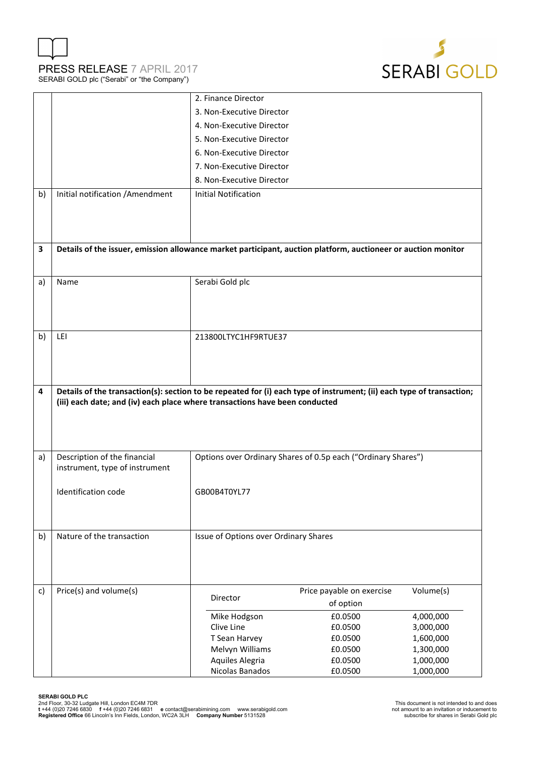| | | |
|---|---|---|
| | | 2. Finance Director<br>3. Non-Executive Director<br>4. Non-Executive Director<br>5. Non-Executive Director<br>6. Non-Executive Director<br>7. Non-Executive Director<br>8. Non-Executive Director |
| b) | Initial notification /Amendment | Initial Notification |
| **3** | **Details of the issuer, emission allowance market participant, auction platform, auctioneer or auction monitor** | |
| a) | Name | Serabi Gold plc |
| b) | LEI | 213800LTYC1HF9RTUE37 |
| **4** | **Details of the transaction(s): section to be repeated for (i) each type of instrument; (ii) each type of transaction; (iii) each date; and (iv) each place where transactions have been conducted** | |
| a) | Description of the financial instrument, type of instrument<br><br>Identification code | Options over Ordinary Shares of 0.5p each ("Ordinary Shares")<br><br>GB00B4T0YL77 |
| b) | Nature of the transaction | Issue of Options over Ordinary Shares |
| c) | Price(s) and volume(s) | See table below |

| Director | Price payable on exercise of option | Volume(s) |
|---|---|---|
| Mike Hodgson | £0.0500 | 4,000,000 |
| Clive Line | £0.0500 | 3,000,000 |
| T Sean Harvey | £0.0500 | 1,600,000 |
| Melvyn Williams | £0.0500 | 1,300,000 |
| Aquiles Alegria | £0.0500 | 1,000,000 |
| Nicolas Banados | £0.0500 | 1,000,000 |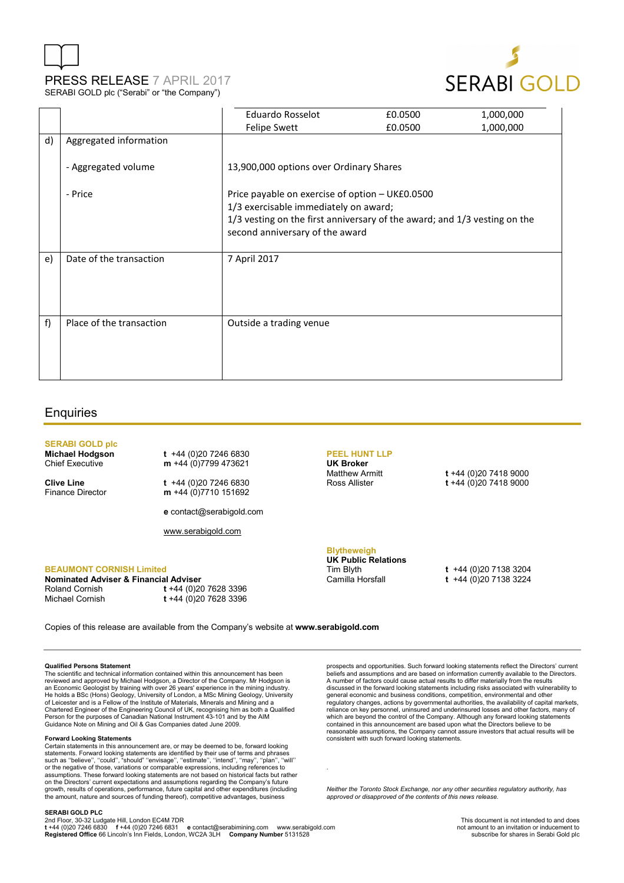| | | | | |
|---|---|---|---|---|
| | | Eduardo Rosselot | £0.0500 | 1,000,000 |
| | | Felipe Swett | £0.0500 | 1,000,000 |
| d) | Aggregated information<br><br>- Aggregated volume<br><br>- Price | 13,900,000 options over Ordinary Shares<br><br>Price payable on exercise of option – UK£0.0500<br>1/3 exercisable immediately on award;<br>1/3 vesting on the first anniversary of the award; and 1/3 vesting on the second anniversary of the award | | |
| e) | Date of the transaction | 7 April 2017 | | |
| f) | Place of the transaction | Outside a trading venue | | |

## Enquiries

**SERABI GOLD plc**

**Michael Hodgson** t +44 (0)20 7246 6830
Chief Executive m +44 (0)7799 473621

**Clive Line** t +44 (0)20 7246 6830
Finance Director m +44 (0)7710 151692

e contact@serabigold.com

www.serabigold.com

**BEAUMONT CORNISH Limited**
**Nominated Adviser & Financial Adviser**
Roland Cornish t +44 (0)20 7628 3396
Michael Cornish t +44 (0)20 7628 3396

**PEEL HUNT LLP**
**UK Broker**
Matthew Armitt t +44 (0)20 7418 9000
Ross Allister t +44 (0)20 7418 9000

**Blytheweigh**
**UK Public Relations**
Tim Blyth t +44 (0)20 7138 3204
Camilla Horsfall t +44 (0)20 7138 3224

Copies of this release are available from the Company's website at **www.serabigold.com**

**Qualified Persons Statement**
The scientific and technical information contained within this announcement has been reviewed and approved by Michael Hodgson, a Director of the Company. Mr Hodgson is an Economic Geologist by training with over 26 years' experience in the mining industry. He holds a BSc (Hons) Geology, University of London, a MSc Mining Geology, University of Leicester and is a Fellow of the Institute of Materials, Minerals and Mining and a Chartered Engineer of the Engineering Council of UK, recognising him as both a Qualified Person for the purposes of Canadian National Instrument 43-101 and by the AIM Guidance Note on Mining and Oil & Gas Companies dated June 2009.

**Forward Looking Statements**
Certain statements in this announcement are, or may be deemed to be, forward looking statements. Forward looking statements are identified by their use of terms and phrases such as ''believe'', ''could'', "should" ''envisage'', ''estimate'', ''intend'', ''may'', ''plan'', ''will'' or the negative of those, variations or comparable expressions, including references to assumptions. These forward looking statements are not based on historical facts but rather on the Directors' current expectations and assumptions regarding the Company's future growth, results of operations, performance, future capital and other expenditures (including the amount, nature and sources of funding thereof), competitive advantages, business prospects and opportunities. Such forward looking statements reflect the Directors' current beliefs and assumptions and are based on information currently available to the Directors. A number of factors could cause actual results to differ materially from the results discussed in the forward looking statements including risks associated with vulnerability to general economic and business conditions, competition, environmental and other regulatory changes, actions by governmental authorities, the availability of capital markets, reliance on key personnel, uninsured and underinsured losses and other factors, many of which are beyond the control of the Company. Although any forward looking statements contained in this announcement are based upon what the Directors believe to be reasonable assumptions, the Company cannot assure investors that actual results will be consistent with such forward looking statements.

*Neither the Toronto Stock Exchange, nor any other securities regulatory authority, has approved or disapproved of the contents of this news release.*

**SERABI GOLD PLC**
2nd Floor, 30-32 Ludgate Hill, London EC4M 7DR
**t** +44 (0)20 7246 6830 **f** +44 (0)20 7246 6831 **e** contact@serabimining.com www.serabigold.com
**Registered Office** 66 Lincoln's Inn Fields, London, WC2A 3LH **Company Number** 5131528

This document is not intended to and does not amount to an invitation or inducement to subscribe for shares in Serabi Gold plc